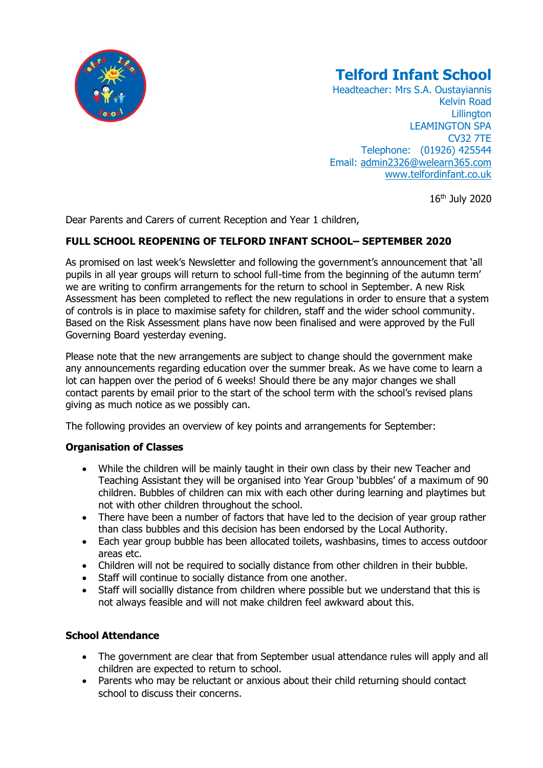# Telford Infant School

Headteacher: Mrs S.A. Oustayiannis
Kelvin Road
Lillington
LEAMINGTON SPA
CV32 7TE
Telephone: (01926) 425544
Email: admin2326@welearn365.com
www.telfordinfant.co.uk

16th July 2020

Dear Parents and Carers of current Reception and Year 1 children,

**FULL SCHOOL REOPENING OF TELFORD INFANT SCHOOL– SEPTEMBER 2020**

As promised on last week's Newsletter and following the government's announcement that 'all pupils in all year groups will return to school full-time from the beginning of the autumn term' we are writing to confirm arrangements for the return to school in September. A new Risk Assessment has been completed to reflect the new regulations in order to ensure that a system of controls is in place to maximise safety for children, staff and the wider school community. Based on the Risk Assessment plans have now been finalised and were approved by the Full Governing Board yesterday evening.

Please note that the new arrangements are subject to change should the government make any announcements regarding education over the summer break. As we have come to learn a lot can happen over the period of 6 weeks! Should there be any major changes we shall contact parents by email prior to the start of the school term with the school's revised plans giving as much notice as we possibly can.

The following provides an overview of key points and arrangements for September:

**Organisation of Classes**

- While the children will be mainly taught in their own class by their new Teacher and Teaching Assistant they will be organised into Year Group 'bubbles' of a maximum of 90 children. Bubbles of children can mix with each other during learning and playtimes but not with other children throughout the school.
- There have been a number of factors that have led to the decision of year group rather than class bubbles and this decision has been endorsed by the Local Authority.
- Each year group bubble has been allocated toilets, washbasins, times to access outdoor areas etc.
- Children will not be required to socially distance from other children in their bubble.
- Staff will continue to socially distance from one another.
- Staff will sociallly distance from children where possible but we understand that this is not always feasible and will not make children feel awkward about this.

**School Attendance**

- The government are clear that from September usual attendance rules will apply and all children are expected to return to school.
- Parents who may be reluctant or anxious about their child returning should contact school to discuss their concerns.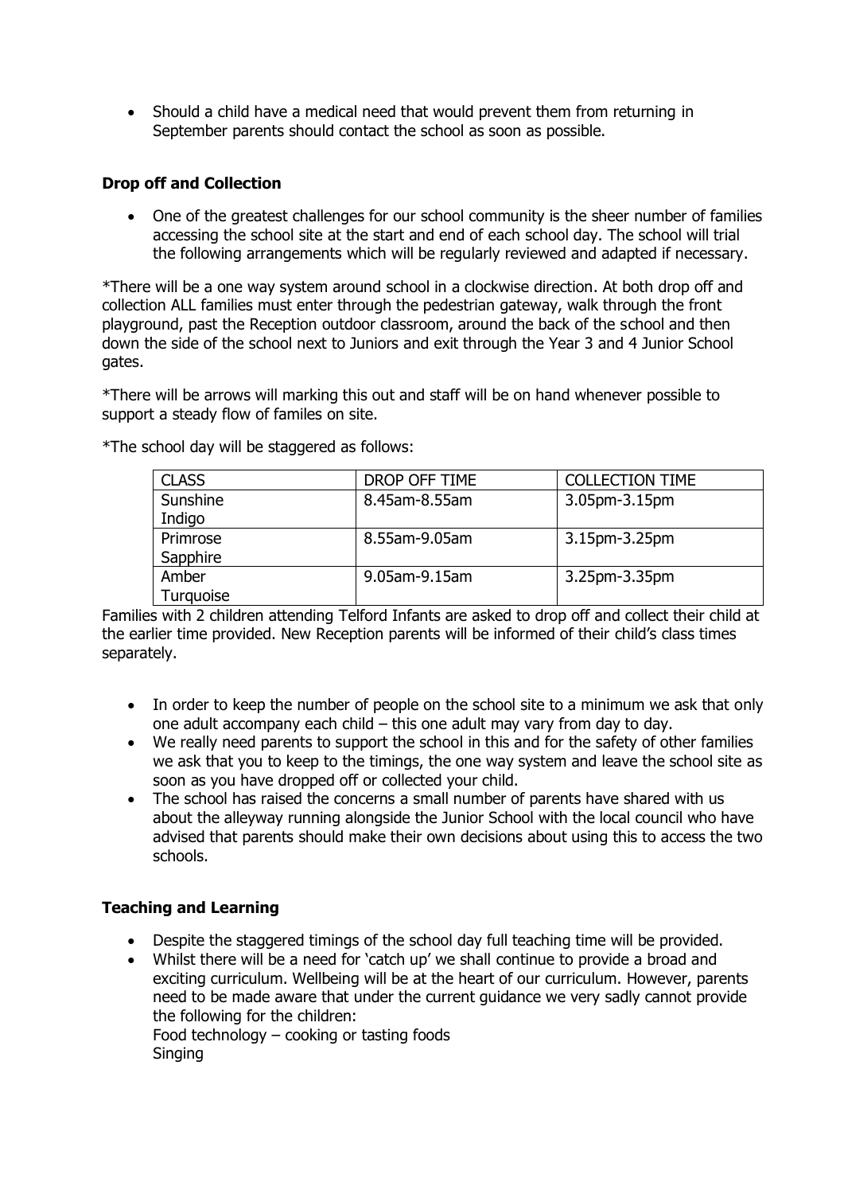- Should a child have a medical need that would prevent them from returning in September parents should contact the school as soon as possible.

**Drop off and Collection**

- One of the greatest challenges for our school community is the sheer number of families accessing the school site at the start and end of each school day. The school will trial the following arrangements which will be regularly reviewed and adapted if necessary.

*There will be a one way system around school in a clockwise direction. At both drop off and collection ALL families must enter through the pedestrian gateway, walk through the front playground, past the Reception outdoor classroom, around the back of the school and then down the side of the school next to Juniors and exit through the Year 3 and 4 Junior School gates.

*There will be arrows will marking this out and staff will be on hand whenever possible to support a steady flow of familes on site.

*The school day will be staggered as follows:

| CLASS | DROP OFF TIME | COLLECTION TIME |
|---|---|---|
| Sunshine<br>Indigo | 8.45am-8.55am | 3.05pm-3.15pm |
| Primrose<br>Sapphire | 8.55am-9.05am | 3.15pm-3.25pm |
| Amber<br>Turquoise | 9.05am-9.15am | 3.25pm-3.35pm |

Families with 2 children attending Telford Infants are asked to drop off and collect their child at the earlier time provided. New Reception parents will be informed of their child's class times separately.

- In order to keep the number of people on the school site to a minimum we ask that only one adult accompany each child – this one adult may vary from day to day.
- We really need parents to support the school in this and for the safety of other families we ask that you to keep to the timings, the one way system and leave the school site as soon as you have dropped off or collected your child.
- The school has raised the concerns a small number of parents have shared with us about the alleyway running alongside the Junior School with the local council who have advised that parents should make their own decisions about using this to access the two schools.

**Teaching and Learning**

- Despite the staggered timings of the school day full teaching time will be provided.
- Whilst there will be a need for 'catch up' we shall continue to provide a broad and exciting curriculum. Wellbeing will be at the heart of our curriculum. However, parents need to be made aware that under the current guidance we very sadly cannot provide the following for the children:
  Food technology – cooking or tasting foods
  Singing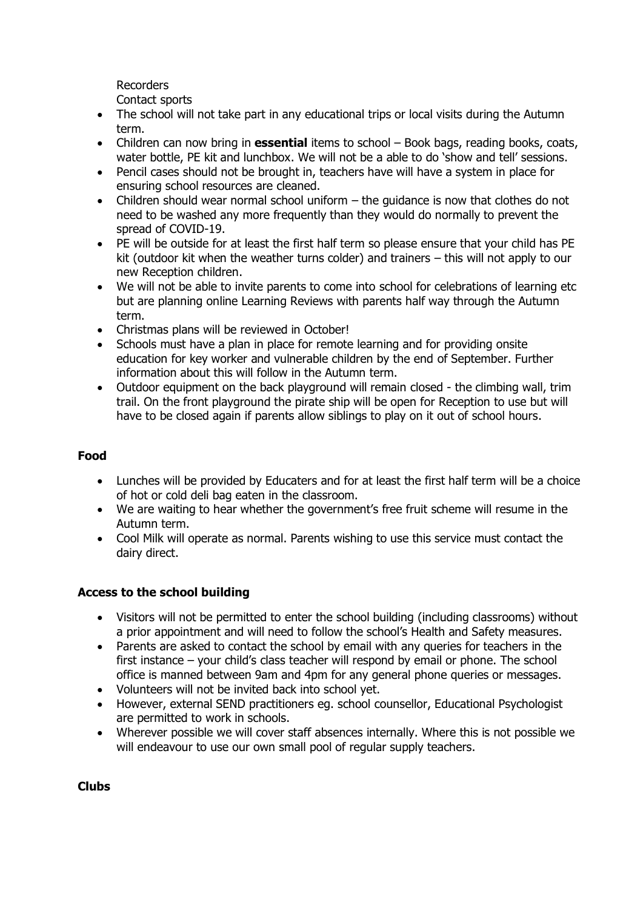Recorders
Contact sports

- The school will not take part in any educational trips or local visits during the Autumn term.
- Children can now bring in **essential** items to school – Book bags, reading books, coats, water bottle, PE kit and lunchbox. We will not be a able to do 'show and tell' sessions.
- Pencil cases should not be brought in, teachers have will have a system in place for ensuring school resources are cleaned.
- Children should wear normal school uniform – the guidance is now that clothes do not need to be washed any more frequently than they would do normally to prevent the spread of COVID-19.
- PE will be outside for at least the first half term so please ensure that your child has PE kit (outdoor kit when the weather turns colder) and trainers – this will not apply to our new Reception children.
- We will not be able to invite parents to come into school for celebrations of learning etc but are planning online Learning Reviews with parents half way through the Autumn term.
- Christmas plans will be reviewed in October!
- Schools must have a plan in place for remote learning and for providing onsite education for key worker and vulnerable children by the end of September. Further information about this will follow in the Autumn term.
- Outdoor equipment on the back playground will remain closed - the climbing wall, trim trail. On the front playground the pirate ship will be open for Reception to use but will have to be closed again if parents allow siblings to play on it out of school hours.

**Food**

- Lunches will be provided by Educaters and for at least the first half term will be a choice of hot or cold deli bag eaten in the classroom.
- We are waiting to hear whether the government's free fruit scheme will resume in the Autumn term.
- Cool Milk will operate as normal. Parents wishing to use this service must contact the dairy direct.

**Access to the school building**

- Visitors will not be permitted to enter the school building (including classrooms) without a prior appointment and will need to follow the school's Health and Safety measures.
- Parents are asked to contact the school by email with any queries for teachers in the first instance – your child's class teacher will respond by email or phone. The school office is manned between 9am and 4pm for any general phone queries or messages.
- Volunteers will not be invited back into school yet.
- However, external SEND practitioners eg. school counsellor, Educational Psychologist are permitted to work in schools.
- Wherever possible we will cover staff absences internally. Where this is not possible we will endeavour to use our own small pool of regular supply teachers.

**Clubs**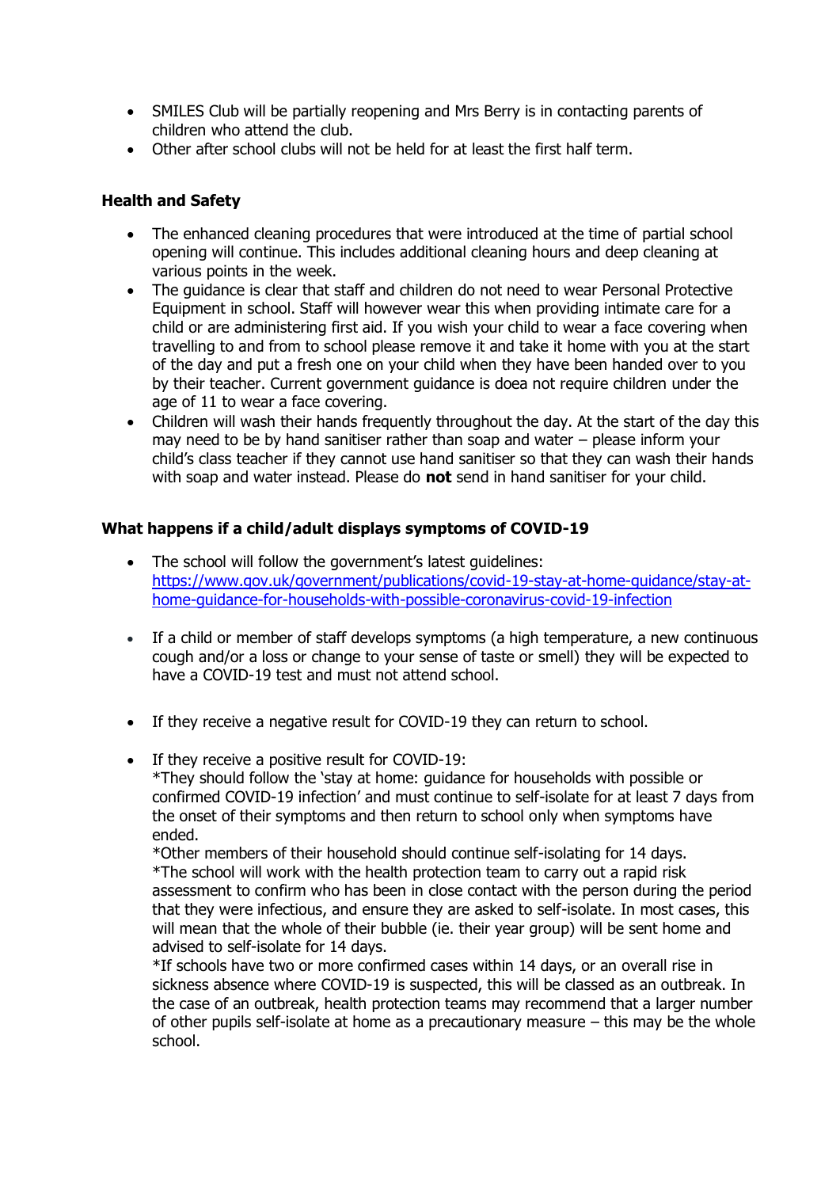- SMILES Club will be partially reopening and Mrs Berry is in contacting parents of children who attend the club.
- Other after school clubs will not be held for at least the first half term.

**Health and Safety**

- The enhanced cleaning procedures that were introduced at the time of partial school opening will continue. This includes additional cleaning hours and deep cleaning at various points in the week.
- The guidance is clear that staff and children do not need to wear Personal Protective Equipment in school. Staff will however wear this when providing intimate care for a child or are administering first aid. If you wish your child to wear a face covering when travelling to and from to school please remove it and take it home with you at the start of the day and put a fresh one on your child when they have been handed over to you by their teacher. Current government guidance is doea not require children under the age of 11 to wear a face covering.
- Children will wash their hands frequently throughout the day. At the start of the day this may need to be by hand sanitiser rather than soap and water – please inform your child's class teacher if they cannot use hand sanitiser so that they can wash their hands with soap and water instead. Please do **not** send in hand sanitiser for your child.

**What happens if a child/adult displays symptoms of COVID-19**

- The school will follow the government's latest guidelines: [https://www.gov.uk/government/publications/covid-19-stay-at-home-guidance/stay-at-home-guidance-for-households-with-possible-coronavirus-covid-19-infection](https://www.gov.uk/government/publications/covid-19-stay-at-home-guidance/stay-at-home-guidance-for-households-with-possible-coronavirus-covid-19-infection)

- If a child or member of staff develops symptoms (a high temperature, a new continuous cough and/or a loss or change to your sense of taste or smell) they will be expected to have a COVID-19 test and must not attend school.

- If they receive a negative result for COVID-19 they can return to school.

- If they receive a positive result for COVID-19:
  *They should follow the 'stay at home: guidance for households with possible or confirmed COVID-19 infection' and must continue to self-isolate for at least 7 days from the onset of their symptoms and then return to school only when symptoms have ended.
  *Other members of their household should continue self-isolating for 14 days.
  *The school will work with the health protection team to carry out a rapid risk assessment to confirm who has been in close contact with the person during the period that they were infectious, and ensure they are asked to self-isolate. In most cases, this will mean that the whole of their bubble (ie. their year group) will be sent home and advised to self-isolate for 14 days.
  *If schools have two or more confirmed cases within 14 days, or an overall rise in sickness absence where COVID-19 is suspected, this will be classed as an outbreak. In the case of an outbreak, health protection teams may recommend that a larger number of other pupils self-isolate at home as a precautionary measure – this may be the whole school.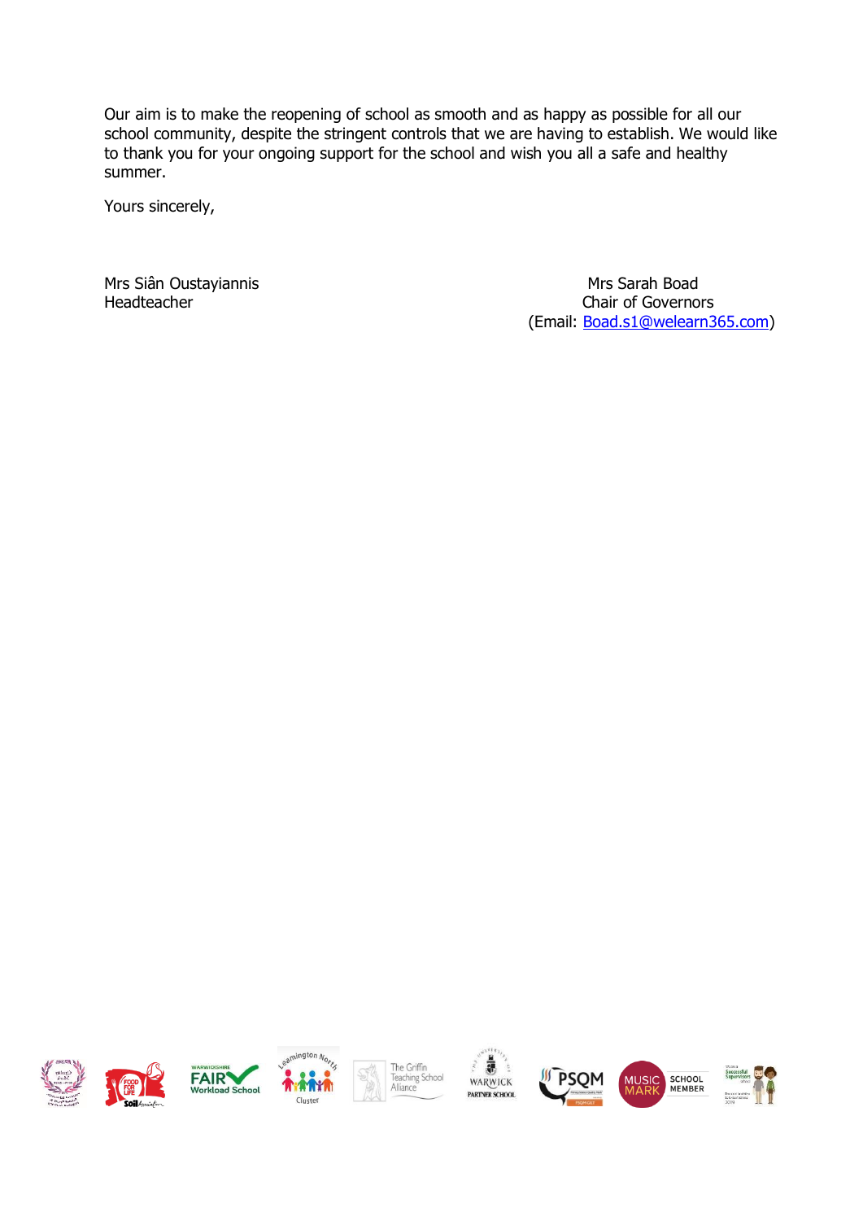Our aim is to make the reopening of school as smooth and as happy as possible for all our school community, despite the stringent controls that we are having to establish. We would like to thank you for your ongoing support for the school and wish you all a safe and healthy summer.

Yours sincerely,

Mrs Siân Oustayiannis
Headteacher

Mrs Sarah Boad
Chair of Governors
(Email: Board.s1@welearn365.com)